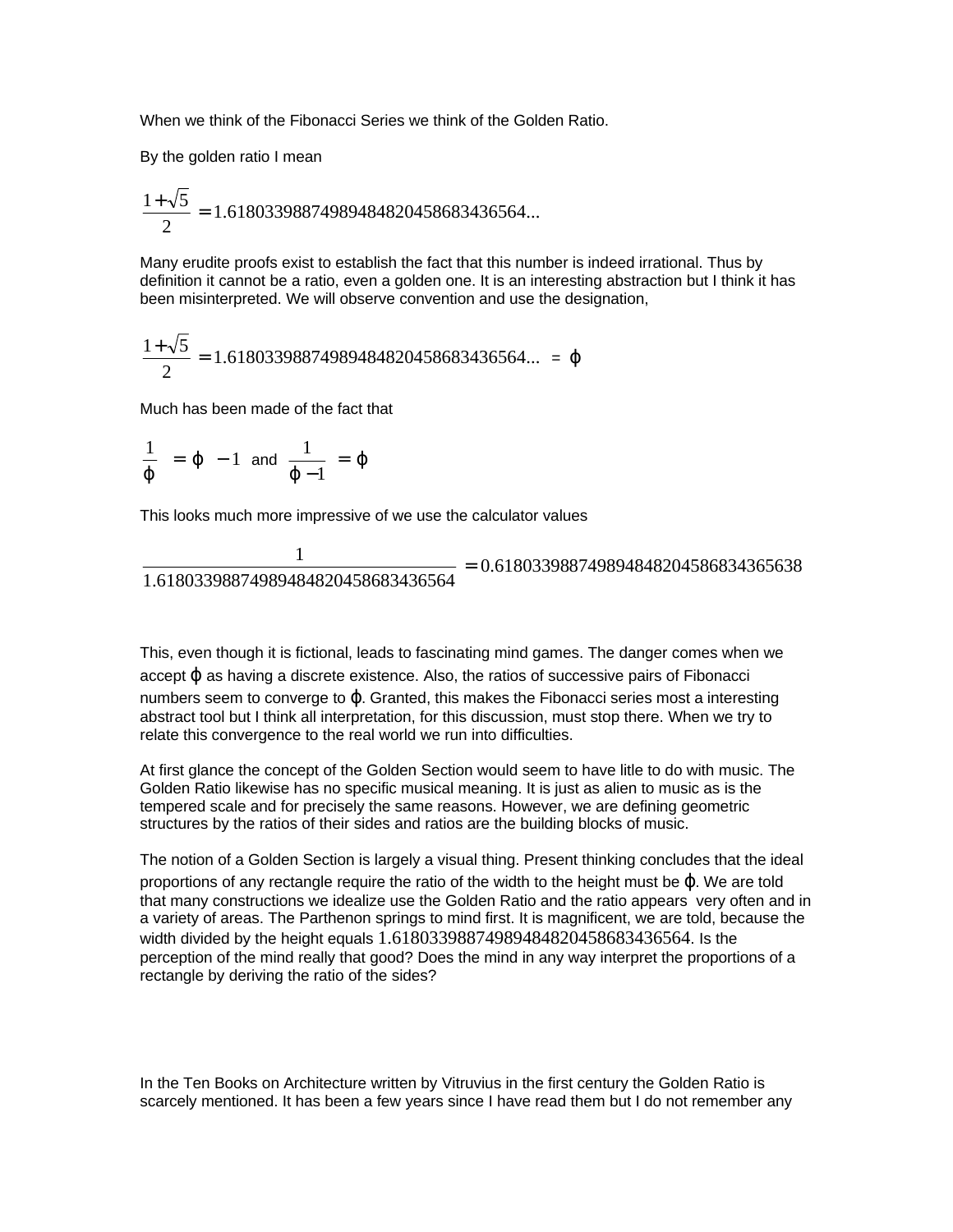When we think of the Fibonacci Series we think of the Golden Ratio.

By the golden ratio I mean

$$\frac{1+\sqrt{5}}{2} = 1.6180339887498948482045868343656 4...$$

Many erudite proofs exist to establish the fact that this number is indeed irrational. Thus by definition it cannot be a ratio, even a golden one. It is an interesting abstraction but I think it has been misinterpreted. We will observe convention and use the designation,

$$\frac{1+\sqrt{5}}{2} = 1.61803398874989484820458683436564... = \varphi$$

Much has been made of the fact that

$$\frac{1}{\varphi} = \varphi - 1 \text{ and } \frac{1}{\varphi - 1} = \varphi$$

This looks much more impressive of we use the calculator values

$$\frac{1}{1.61803398874989484820458683436564} = 0.61803398874989484820458683436563 8$$

This, even though it is fictional, leads to fascinating mind games. The danger comes when we accept $\varphi$ as having a discrete existence. Also, the ratios of successive pairs of Fibonacci numbers seem to converge to $\varphi$. Granted, this makes the Fibonacci series most a interesting abstract tool but I think all interpretation, for this discussion, must stop there. When we try to relate this convergence to the real world we run into difficulties.

At first glance the concept of the Golden Section would seem to have litle to do with music. The Golden Ratio likewise has no specific musical meaning. It is just as alien to music as is the tempered scale and for precisely the same reasons. However, we are defining geometric structures by the ratios of their sides and ratios are the building blocks of music.

The notion of a Golden Section is largely a visual thing. Present thinking concludes that the ideal proportions of any rectangle require the ratio of the width to the height must be $\varphi$. We are told that many constructions we idealize use the Golden Ratio and the ratio appears very often and in a variety of areas. The Parthenon springs to mind first. It is magnificent, we are told, because the width divided by the height equals 1.61803398874989484820458683436564. Is the perception of the mind really that good? Does the mind in any way interpret the proportions of a rectangle by deriving the ratio of the sides?

In the Ten Books on Architecture written by Vitruvius in the first century the Golden Ratio is scarcely mentioned. It has been a few years since I have read them but I do not remember any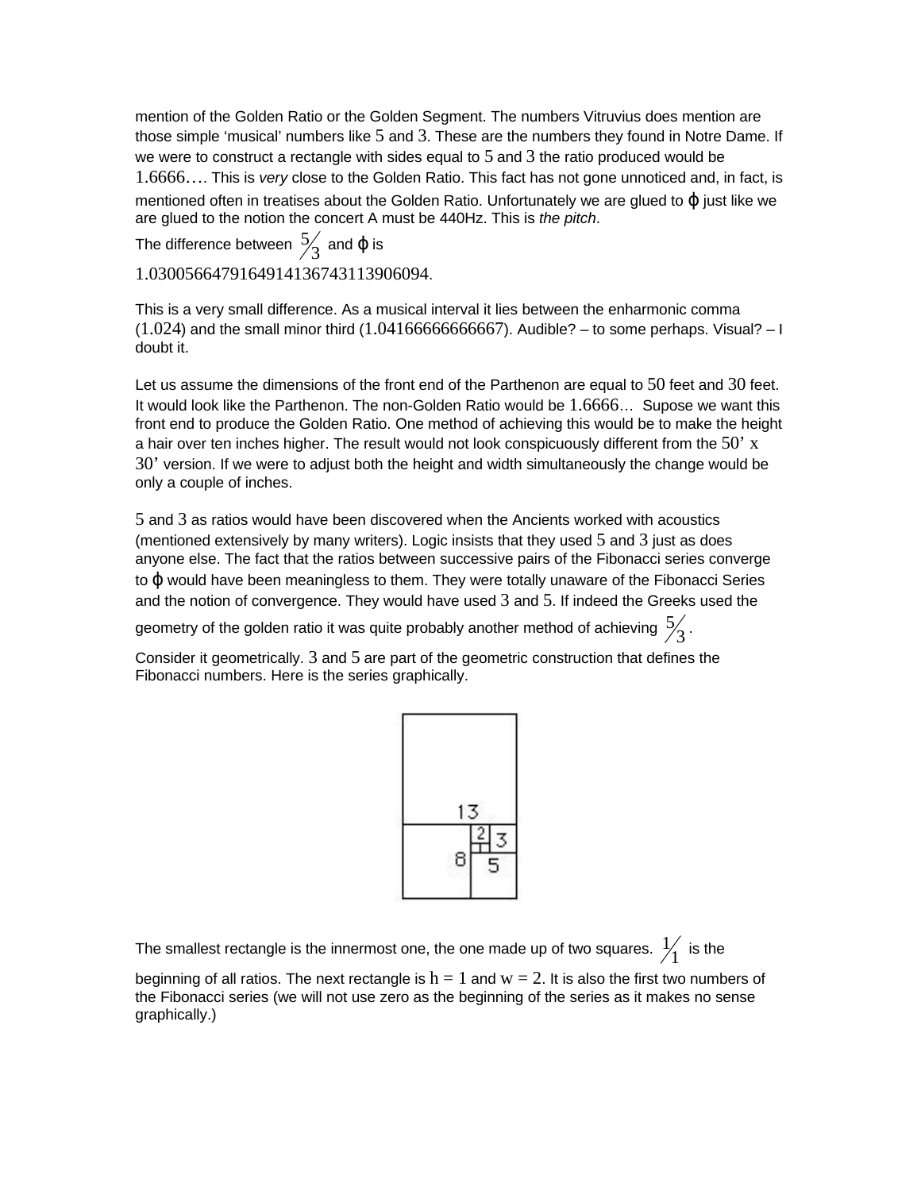mention of the Golden Ratio or the Golden Segment. The numbers Vitruvius does mention are those simple 'musical' numbers like 5 and 3. These are the numbers they found in Notre Dame. If we were to construct a rectangle with sides equal to 5 and 3 the ratio produced would be 1.6666…. This is *very* close to the Golden Ratio. This fact has not gone unnoticed and, in fact, is mentioned often in treatises about the Golden Ratio. Unfortunately we are glued to ϕ just like we are glued to the notion the concert A must be 440Hz. This is *the pitch*.

The difference between $5/3$ and ϕ is

1.0300566479164914136743113906094.

This is a very small difference. As a musical interval it lies between the enharmonic comma (1.024) and the small minor third (1.04166666666667). Audible? – to some perhaps. Visual? – I doubt it.

Let us assume the dimensions of the front end of the Parthenon are equal to 50 feet and 30 feet. It would look like the Parthenon. The non-Golden Ratio would be 1.6666… Supose we want this front end to produce the Golden Ratio. One method of achieving this would be to make the height a hair over ten inches higher. The result would not look conspicuously different from the 50' x 30' version. If we were to adjust both the height and width simultaneously the change would be only a couple of inches.

5 and 3 as ratios would have been discovered when the Ancients worked with acoustics (mentioned extensively by many writers). Logic insists that they used 5 and 3 just as does anyone else. The fact that the ratios between successive pairs of the Fibonacci series converge to ϕ would have been meaningless to them. They were totally unaware of the Fibonacci Series and the notion of convergence. They would have used 3 and 5. If indeed the Greeks used the geometry of the golden ratio it was quite probably another method of achieving $5/3$.

Consider it geometrically. 3 and 5 are part of the geometric construction that defines the Fibonacci numbers. Here is the series graphically.

The smallest rectangle is the innermost one, the one made up of two squares. $1/1$ is the beginning of all ratios. The next rectangle is $h = 1$ and $w = 2$. It is also the first two numbers of the Fibonacci series (we will not use zero as the beginning of the series as it makes no sense graphically.)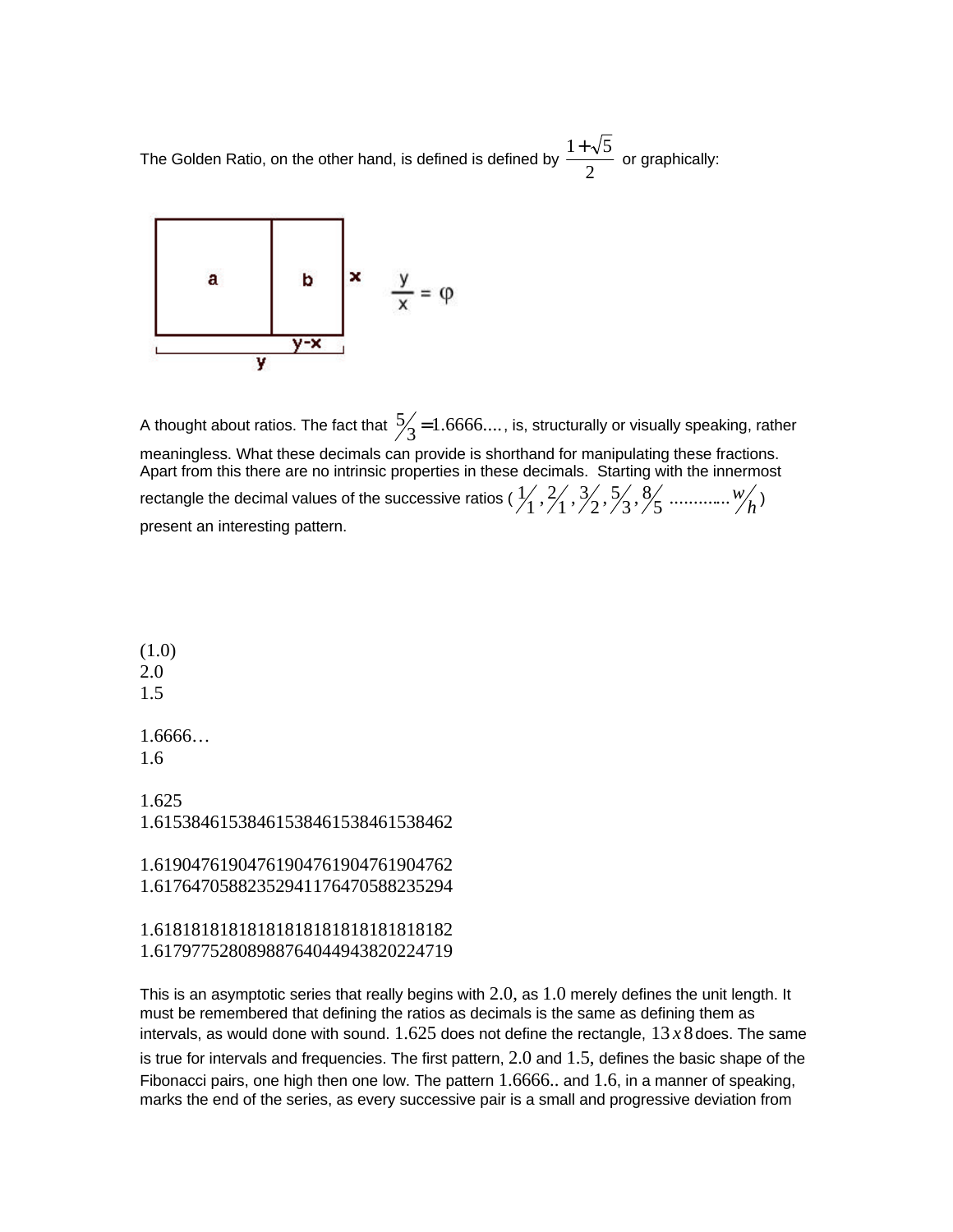The Golden Ratio, on the other hand, is defined is defined by $\frac{1+\sqrt{5}}{2}$ or graphically:

A thought about ratios. The fact that $5/3 = 1.6666....$, is, structurally or visually speaking, rather meaningless. What these decimals can provide is shorthand for manipulating these fractions. Apart from this there are no intrinsic properties in these decimals. Starting with the innermost rectangle the decimal values of the successive ratios ( $1/1, 2/1, 3/2, 5/3, 8/5$ ............ $w/h$ ) present an interesting pattern.

(1.0)
2.0
1.5

1.6666…
1.6

1.625
1.615384615384615384615384615384​62

1.6190476190476190476190476190476​2
1.6176470588235294117647058823529​4

1.6181818181818181818181818181818​2
1.6179775280898876404494382022471​9

This is an asymptotic series that really begins with 2.0, as 1.0 merely defines the unit length. It must be remembered that defining the ratios as decimals is the same as defining them as intervals, as would done with sound. 1.625 does not define the rectangle, $13 \times 8$ does. The same is true for intervals and frequencies. The first pattern, 2.0 and 1.5, defines the basic shape of the Fibonacci pairs, one high then one low. The pattern 1.6666.. and 1.6, in a manner of speaking, marks the end of the series, as every successive pair is a small and progressive deviation from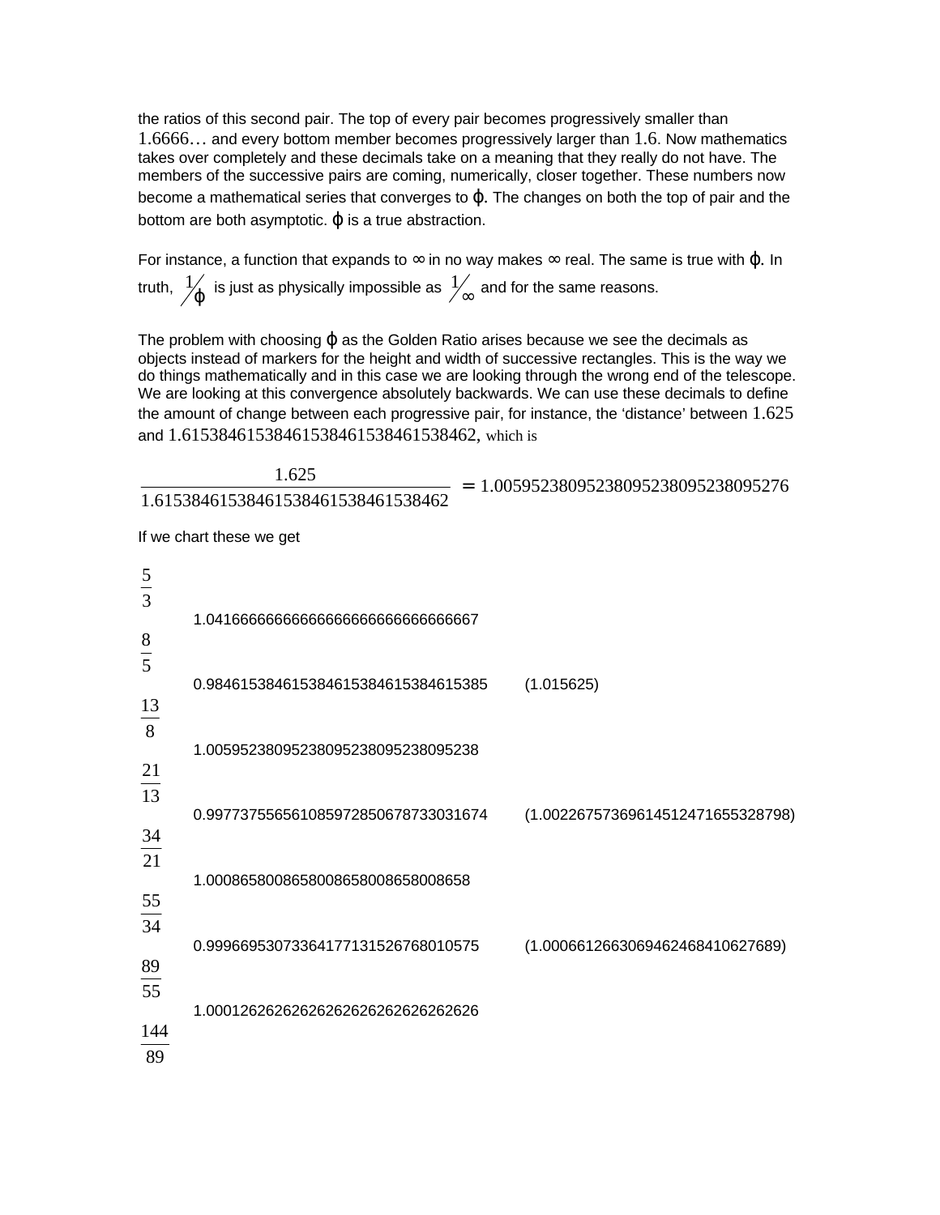the ratios of this second pair. The top of every pair becomes progressively smaller than $1.6666\ldots$ and every bottom member becomes progressively larger than $1.6$. Now mathematics takes over completely and these decimals take on a meaning that they really do not have. The members of the successive pairs are coming, numerically, closer together. These numbers now become a mathematical series that converges to $\varphi$. The changes on both the top of pair and the bottom are both asymptotic. $\varphi$ is a true abstraction.

For instance, a function that expands to $\infty$ in no way makes $\infty$ real. The same is true with $\varphi$. In truth, $1/\varphi$ is just as physically impossible as $1/\infty$ and for the same reasons.

The problem with choosing $\varphi$ as the Golden Ratio arises because we see the decimals as objects instead of markers for the height and width of successive rectangles. This is the way we do things mathematically and in this case we are looking through the wrong end of the telescope. We are looking at this convergence absolutely backwards. We can use these decimals to define the amount of change between each progressive pair, for instance, the 'distance' between $1.625$ and $1.6153846153846153846153846153846 2$, which is

$$\frac{1.625}{1.61538461538461538461538461538462} = 1.00595238095238095238095238095276$$

If we chart these we get

| | | |
|---|---|---|
| $\frac{5}{3}$ | | |
| | 1.04166666666666666666666666666667 | |
| $\frac{8}{5}$ | | |
| | 0.98461538461538461538461538461538 5 | (1.015625) |
| $\frac{13}{8}$ | | |
| | 1.00595238095238095238095238095238 | |
| $\frac{21}{13}$ | | |
| | 0.99773755656108597285067873303167 4 | (1.00226757369614512471655328798) |
| $\frac{34}{21}$ | | |
| | 1.00086580086580086580086580086580 08658 | |
| $\frac{55}{34}$ | | |
| | 0.99966953073364177131526768010575 | (1.00066126630694624684106276 89) |
| $\frac{89}{55}$ | | |
| | 1.00012626262626262626262626262626 | |
| $\frac{144}{89}$ | | |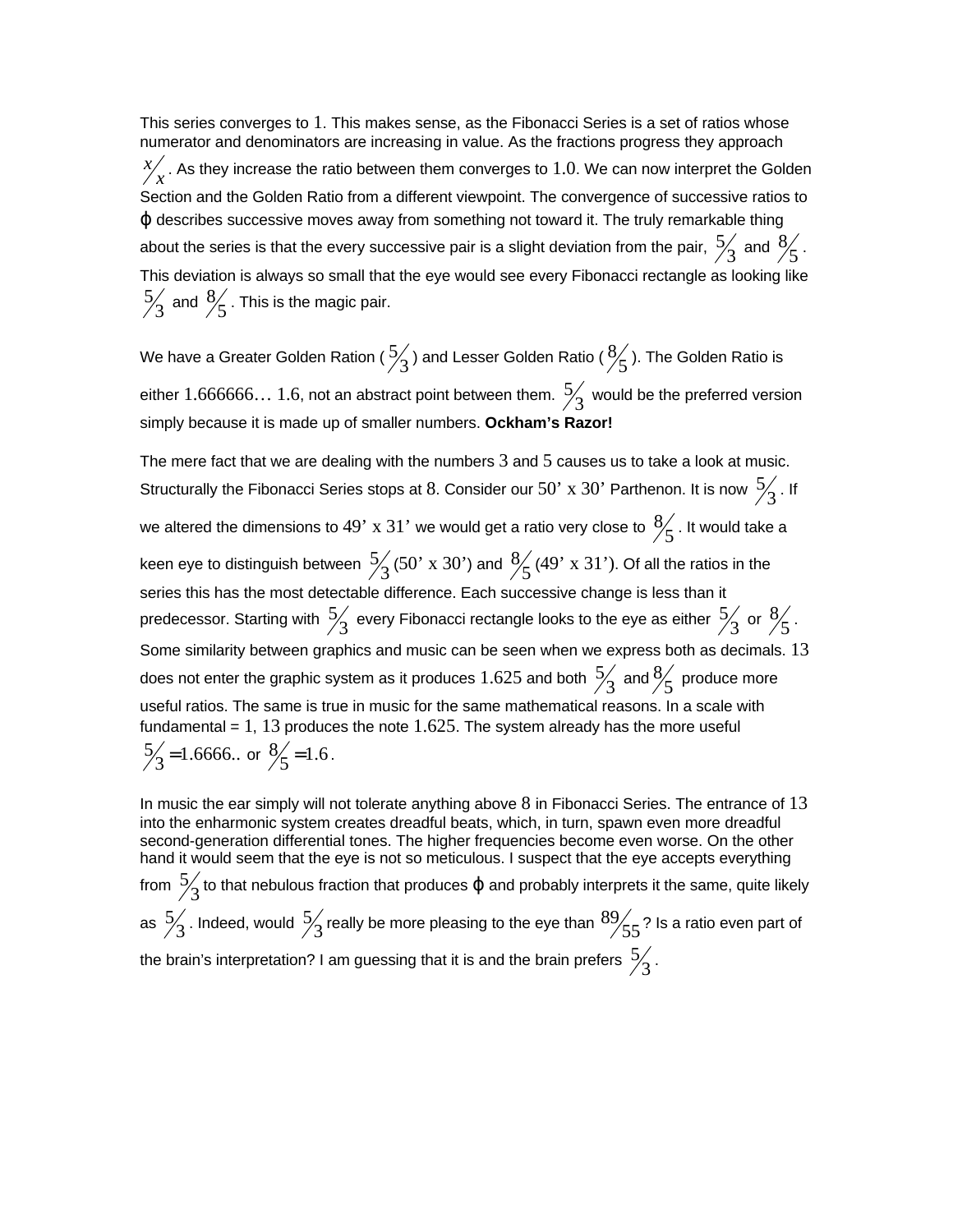This series converges to 1. This makes sense, as the Fibonacci Series is a set of ratios whose numerator and denominators are increasing in value. As the fractions progress they approach $x/x$. As they increase the ratio between them converges to 1.0. We can now interpret the Golden Section and the Golden Ratio from a different viewpoint. The convergence of successive ratios to $\varphi$ describes successive moves away from something not toward it. The truly remarkable thing about the series is that the every successive pair is a slight deviation from the pair, $5/3$ and $8/5$. This deviation is always so small that the eye would see every Fibonacci rectangle as looking like $5/3$ and $8/5$. This is the magic pair.

We have a Greater Golden Ration ($5/3$) and Lesser Golden Ratio ($8/5$). The Golden Ratio is either 1.666666… 1.6, not an abstract point between them. $5/3$ would be the preferred version simply because it is made up of smaller numbers. **Ockham's Razor!**

The mere fact that we are dealing with the numbers 3 and 5 causes us to take a look at music. Structurally the Fibonacci Series stops at 8. Consider our 50' x 30' Parthenon. It is now $5/3$. If we altered the dimensions to 49' x 31' we would get a ratio very close to $8/5$. It would take a keen eye to distinguish between $5/3$ (50' x 30') and $8/5$ (49' x 31'). Of all the ratios in the series this has the most detectable difference. Each successive change is less than it predecessor. Starting with $5/3$ every Fibonacci rectangle looks to the eye as either $5/3$ or $8/5$. Some similarity between graphics and music can be seen when we express both as decimals. 13 does not enter the graphic system as it produces 1.625 and both $5/3$ and $8/5$ produce more useful ratios. The same is true in music for the same mathematical reasons. In a scale with fundamental = 1, 13 produces the note 1.625. The system already has the more useful $5/3 = 1.6666..$ or $8/5 = 1.6$.

In music the ear simply will not tolerate anything above 8 in Fibonacci Series. The entrance of 13 into the enharmonic system creates dreadful beats, which, in turn, spawn even more dreadful second-generation differential tones. The higher frequencies become even worse. On the other hand it would seem that the eye is not so meticulous. I suspect that the eye accepts everything from $5/3$ to that nebulous fraction that produces $\varphi$ and probably interprets it the same, quite likely as $5/3$. Indeed, would $5/3$ really be more pleasing to the eye than $89/55$? Is a ratio even part of the brain's interpretation? I am guessing that it is and the brain prefers $5/3$.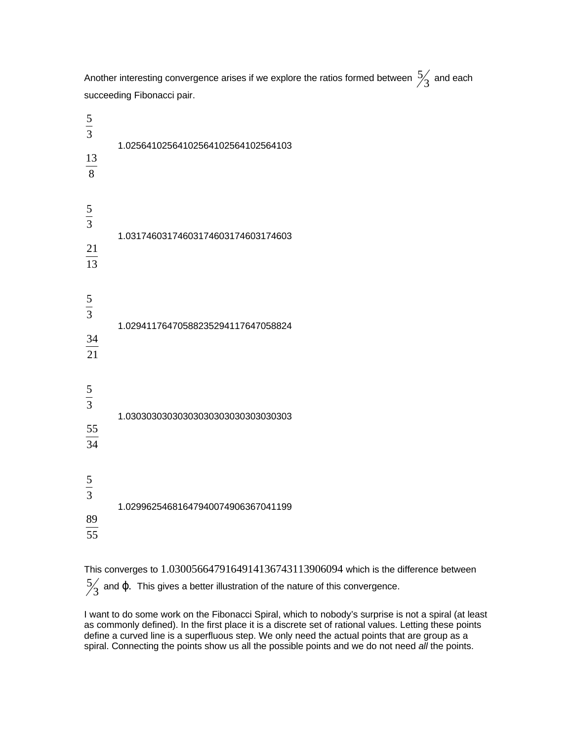Another interesting convergence arises if we explore the ratios formed between $5/3$ and each succeeding Fibonacci pair.

$$\frac{\frac{5}{3}}{\frac{13}{8}} \quad 1.0256410256410256410256410256410 3$$

$$\frac{\frac{5}{3}}{\frac{21}{13}} \quad 1.0317460317460317460317460317460 3$$

$$\frac{\frac{5}{3}}{\frac{34}{21}} \quad 1.0294117647058823529411764705882 4$$

$$\frac{\frac{5}{3}}{\frac{55}{34}} \quad 1.0303030303030303030303030303030 3$$

$$\frac{\frac{5}{3}}{\frac{89}{55}} \quad 1.0299625468164794007490636704119 9$$

This converges to 1.03005664791649141367431139060 94 which is the difference between $5/3$ and $\varphi$. This gives a better illustration of the nature of this convergence.

I want to do some work on the Fibonacci Spiral, which to nobody's surprise is not a spiral (at least as commonly defined). In the first place it is a discrete set of rational values. Letting these points define a curved line is a superfluous step. We only need the actual points that are group as a spiral. Connecting the points show us all the possible points and we do not need *all* the points.